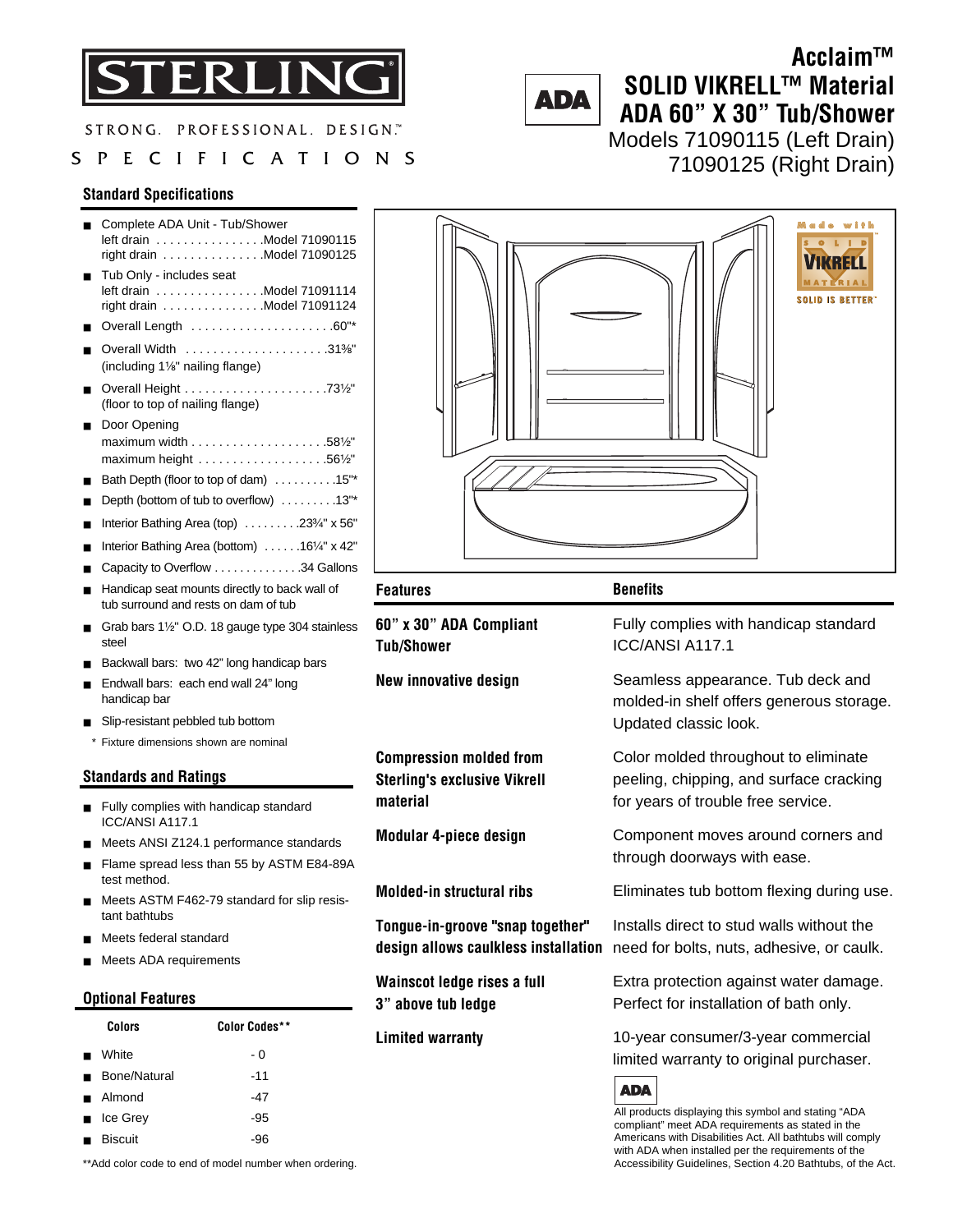# STERLING

STRONG. PROFESSIONAL. DESIGN.™

SPECIFICATIONS

ADA

# Acclaim™ SOLID VIKRELL™ Material ADA 60" X 30" Tub/Shower

Models 71090115 (Left Drain)
71090125 (Right Drain)

## Standard Specifications

- Complete ADA Unit - Tub/Shower
  left drain ................ Model 71090115
  right drain ............... Model 71090125
- Tub Only - includes seat
  left drain ................ Model 71091114
  right drain ............... Model 71091124
- Overall Length ..................... 60"*
- Overall Width ..................... 31⅜"
  (including 1⅛" nailing flange)
- Overall Height ..................... 73½"
  (floor to top of nailing flange)
- Door Opening
  maximum width .................... 58½"
  maximum height ................... 56½"
- Bath Depth (floor to top of dam) .......... 15"*
- Depth (bottom of tub to overflow) ......... 13"*
- Interior Bathing Area (top) ......... 23¾" x 56"
- Interior Bathing Area (bottom) ...... 16¼" x 42"
- Capacity to Overflow ............. 34 Gallons
- Handicap seat mounts directly to back wall of tub surround and rests on dam of tub
- Grab bars 1½" O.D. 18 gauge type 304 stainless steel
- Backwall bars: two 42" long handicap bars
- Endwall bars: each end wall 24" long handicap bar
- Slip-resistant pebbled tub bottom

\* Fixture dimensions shown are nominal

## Standards and Ratings

- Fully complies with handicap standard ICC/ANSI A117.1
- Meets ANSI Z124.1 performance standards
- Flame spread less than 55 by ASTM E84-89A test method.
- Meets ASTM F462-79 standard for slip resistant bathtubs
- Meets federal standard
- Meets ADA requirements

## Optional Features

| Colors | Color Codes** |
|---|---|
| White | - 0 |
| Bone/Natural | -11 |
| Almond | -47 |
| Ice Grey | -95 |
| Biscuit | -96 |

**Add color code to end of model number when ordering.

Made with SOLID VIKRELL MATERIAL — SOLID IS BETTER™

| Features | Benefits |
|---|---|
| **60" x 30" ADA Compliant Tub/Shower** | Fully complies with handicap standard ICC/ANSI A117.1 |
| **New innovative design** | Seamless appearance. Tub deck and molded-in shelf offers generous storage. Updated classic look. |
| **Compression molded from Sterling's exclusive Vikrell material** | Color molded throughout to eliminate peeling, chipping, and surface cracking for years of trouble free service. |
| **Modular 4-piece design** | Component moves around corners and through doorways with ease. |
| **Molded-in structural ribs** | Eliminates tub bottom flexing during use. |
| **Tongue-in-groove "snap together" design allows caulkless installation** | Installs direct to stud walls without the need for bolts, nuts, adhesive, or caulk. |
| **Wainscot ledge rises a full 3" above tub ledge** | Extra protection against water damage. Perfect for installation of bath only. |
| **Limited warranty** | 10-year consumer/3-year commercial limited warranty to original purchaser. |

ADA

All products displaying this symbol and stating "ADA compliant" meet ADA requirements as stated in the Americans with Disabilities Act. All bathtubs will comply with ADA when installed per the requirements of the Accessibility Guidelines, Section 4.20 Bathtubs, of the Act.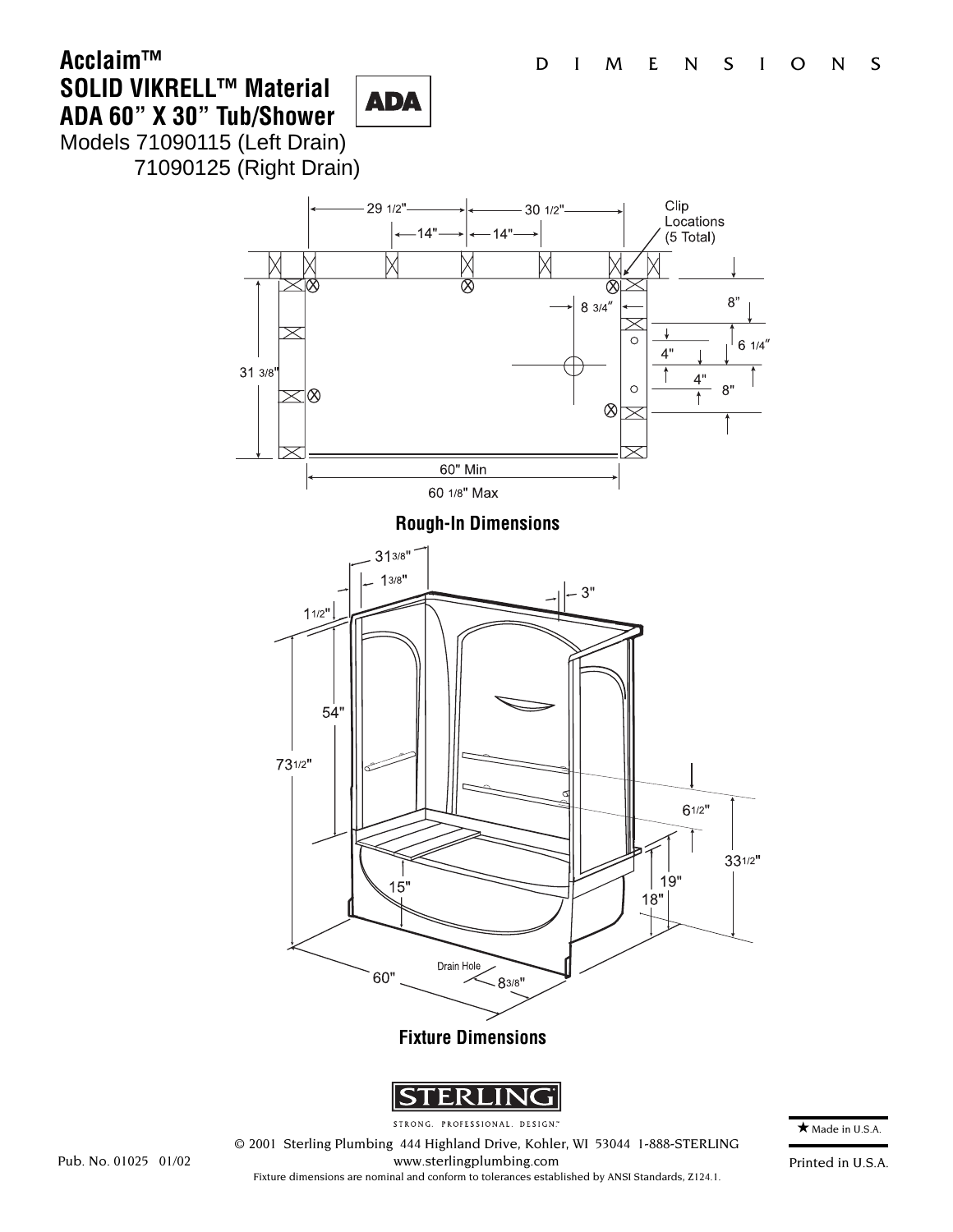# Acclaim™
# SOLID VIKRELL™ Material
# ADA 60" X 30" Tub/Shower

ADA

Models 71090115 (Left Drain)
71090125 (Right Drain)

DIMENSIONS

29 1/2"
30 1/2"
14"
14"
Clip Locations (5 Total)
8 3/4"
8"
6 1/4"
4"
4"
8"
31 3/8"
60" Min
60 1/8" Max

**Rough-In Dimensions**

31 3/8"
1 3/8"
3"
1 1/2"
54"
73 1/2"
6 1/2"
33 1/2"
19"
18"
15"
60"
Drain Hole
8 3/8"

**Fixture Dimensions**

STERLING
STRONG. PROFESSIONAL. DESIGN.™

© 2001 Sterling Plumbing 444 Highland Drive, Kohler, WI 53044 1-888-STERLING
www.sterlingplumbing.com
Fixture dimensions are nominal and conform to tolerances established by ANSI Standards, Z124.1.

Pub. No. 01025 01/02

★ Made in U.S.A.

Printed in U.S.A.